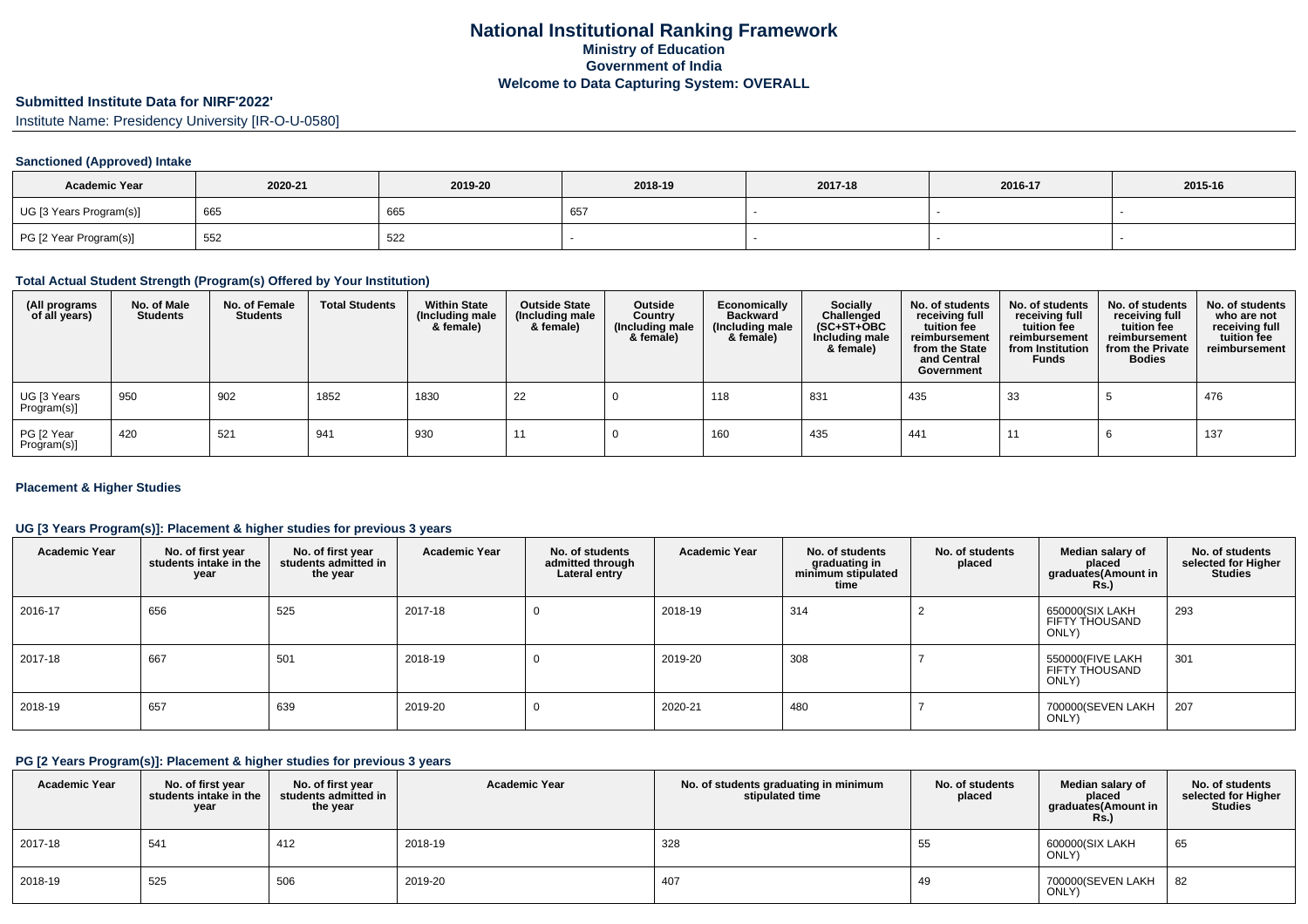# National Institutional Ranking Framework
## Ministry of Education
## Government of India
## Welcome to Data Capturing System: OVERALL

### Submitted Institute Data for NIRF'2022'

Institute Name: Presidency University [IR-O-U-0580]

#### Sanctioned (Approved) Intake

| Academic Year | 2020-21 | 2019-20 | 2018-19 | 2017-18 | 2016-17 | 2015-16 |
|---|---|---|---|---|---|---|
| UG [3 Years Program(s)] | 665 | 665 | 657 | - | - | - |
| PG [2 Year Program(s)] | 552 | 522 | - | - | - | - |

#### Total Actual Student Strength (Program(s) Offered by Your Institution)

| (All programs of all years) | No. of Male Students | No. of Female Students | Total Students | Within State (Including male & female) | Outside State (Including male & female) | Outside Country (Including male & female) | Economically Backward (Including male & female) | Socially Challenged (SC+ST+OBC Including male & female) | No. of students receiving full tuition fee reimbursement from the State and Central Government | No. of students receiving full tuition fee reimbursement from Institution Funds | No. of students receiving full tuition fee reimbursement from the Private Bodies | No. of students who are not receiving full tuition fee reimbursement |
|---|---|---|---|---|---|---|---|---|---|---|---|---|
| UG [3 Years Program(s)] | 950 | 902 | 1852 | 1830 | 22 | 0 | 118 | 831 | 435 | 33 | 5 | 476 |
| PG [2 Year Program(s)] | 420 | 521 | 941 | 930 | 11 | 0 | 160 | 435 | 441 | 11 | 6 | 137 |

#### Placement & Higher Studies

#### UG [3 Years Program(s)]: Placement & higher studies for previous 3 years

| Academic Year | No. of first year students intake in the year | No. of first year students admitted in the year | Academic Year | No. of students admitted through Lateral entry | Academic Year | No. of students graduating in minimum stipulated time | No. of students placed | Median salary of placed graduates(Amount in Rs.) | No. of students selected for Higher Studies |
|---|---|---|---|---|---|---|---|---|---|
| 2016-17 | 656 | 525 | 2017-18 | 0 | 2018-19 | 314 | 2 | 650000(SIX LAKH FIFTY THOUSAND ONLY) | 293 |
| 2017-18 | 667 | 501 | 2018-19 | 0 | 2019-20 | 308 | 7 | 550000(FIVE LAKH FIFTY THOUSAND ONLY) | 301 |
| 2018-19 | 657 | 639 | 2019-20 | 0 | 2020-21 | 480 | 7 | 700000(SEVEN LAKH ONLY) | 207 |

#### PG [2 Years Program(s)]: Placement & higher studies for previous 3 years

| Academic Year | No. of first year students intake in the year | No. of first year students admitted in the year | Academic Year | No. of students graduating in minimum stipulated time | No. of students placed | Median salary of placed graduates(Amount in Rs.) | No. of students selected for Higher Studies |
|---|---|---|---|---|---|---|---|
| 2017-18 | 541 | 412 | 2018-19 | 328 | 55 | 600000(SIX LAKH ONLY) | 65 |
| 2018-19 | 525 | 506 | 2019-20 | 407 | 49 | 700000(SEVEN LAKH ONLY) | 82 |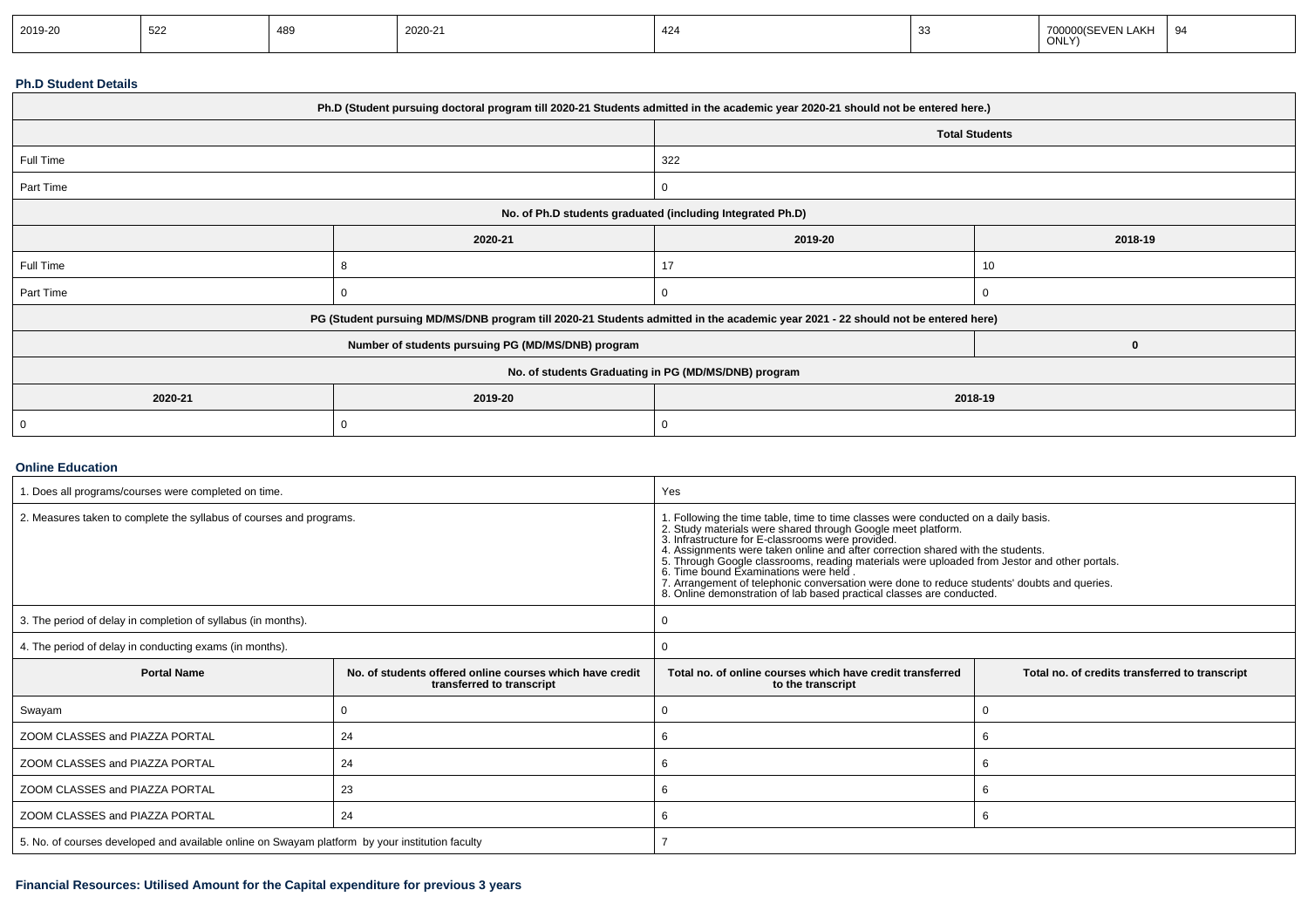| 2019-20 | 522 | 489 | 2020-21 | 424 | 33 | 700000(SEVEN LAKH ONLY) | 94 |
|---|---|---|---|---|---|---|---|

### Ph.D Student Details

| Ph.D (Student pursuing doctoral program till 2020-21 Students admitted in the academic year 2020-21 should not be entered here.) | | | |
|---|---|---|---|
| | | Total Students | |
| Full Time | | 322 | |
| Part Time | | 0 | |
| No. of Ph.D students graduated (including Integrated Ph.D) | | | |
| | 2020-21 | 2019-20 | 2018-19 |
| Full Time | 8 | 17 | 10 |
| Part Time | 0 | 0 | 0 |
| PG (Student pursuing MD/MS/DNB program till 2020-21 Students admitted in the academic year 2021 - 22 should not be entered here) | | | |
| Number of students pursuing PG (MD/MS/DNB) program | | | 0 |
| No. of students Graduating in PG (MD/MS/DNB) program | | | |
| 2020-21 | 2019-20 | 2018-19 | |
| 0 | 0 | 0 | |

### Online Education

| 1. Does all programs/courses were completed on time. | | Yes | |
|---|---|---|---|
| 2. Measures taken to complete the syllabus of courses and programs. | | 1. Following the time table, time to time classes were conducted on a daily basis.<br>2. Study materials were shared through Google meet platform.<br>3. Infrastructure for E-classrooms were provided.<br>4. Assignments were taken online and after correction shared with the students.<br>5. Through Google classrooms, reading materials were uploaded from Jestor and other portals.<br>6. Time bound Examinations were held .<br>7. Arrangement of telephonic conversation were done to reduce students' doubts and queries.<br>8. Online demonstration of lab based practical classes are conducted. | |
| 3. The period of delay in completion of syllabus (in months). | | 0 | |
| 4. The period of delay in conducting exams (in months). | | 0 | |
| **Portal Name** | **No. of students offered online courses which have credit transferred to transcript** | **Total no. of online courses which have credit transferred to the transcript** | **Total no. of credits transferred to transcript** |
| Swayam | 0 | 0 | 0 |
| ZOOM CLASSES and PIAZZA PORTAL | 24 | 6 | 6 |
| ZOOM CLASSES and PIAZZA PORTAL | 24 | 6 | 6 |
| ZOOM CLASSES and PIAZZA PORTAL | 23 | 6 | 6 |
| ZOOM CLASSES and PIAZZA PORTAL | 24 | 6 | 6 |
| 5. No. of courses developed and available online on Swayam platform by your institution faculty | | 7 | |

### Financial Resources: Utilised Amount for the Capital expenditure for previous 3 years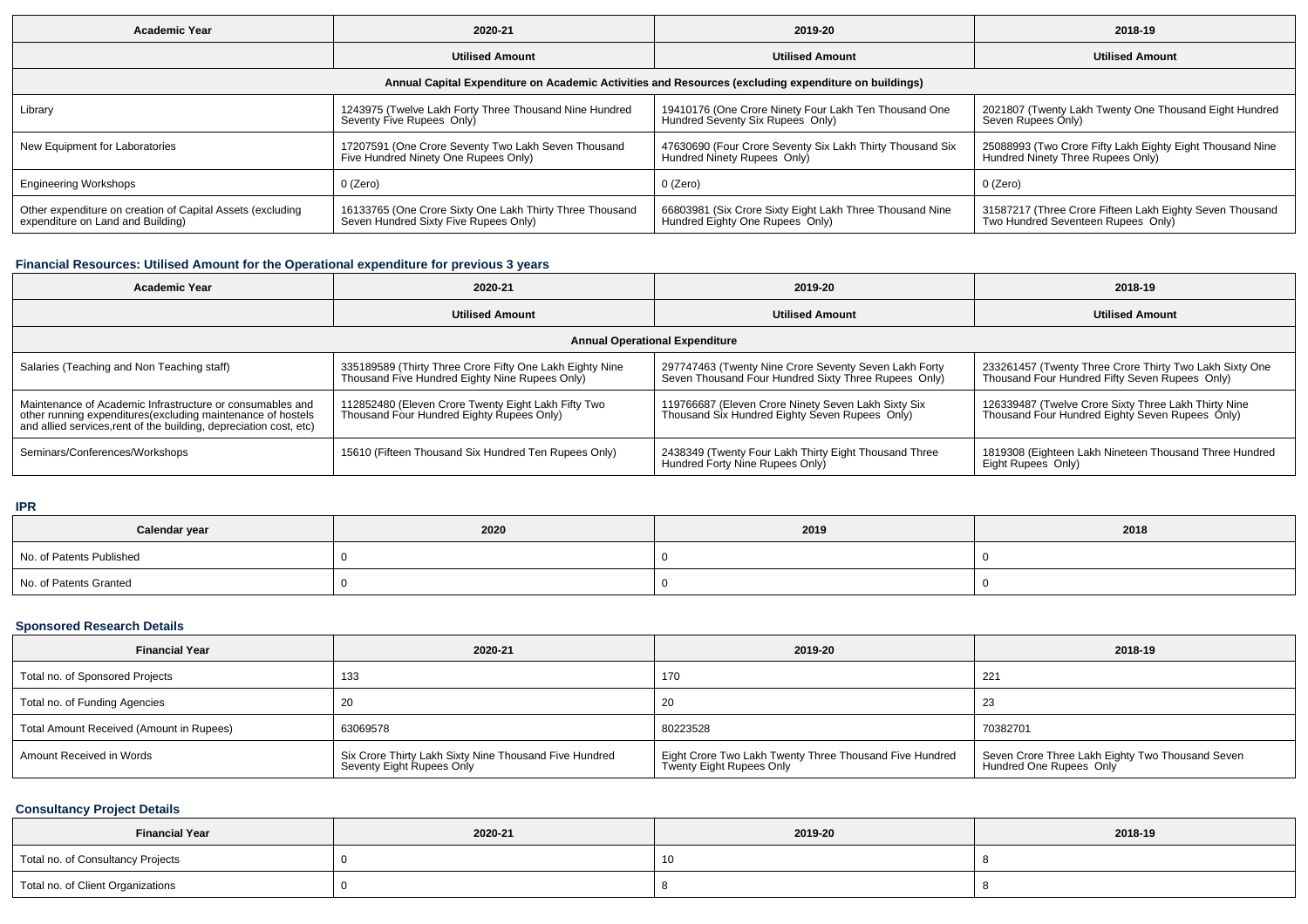| Academic Year | 2020-21 | 2019-20 | 2018-19 |
|---|---|---|---|
| | **Utilised Amount** | **Utilised Amount** | **Utilised Amount** |
| **Annual Capital Expenditure on Academic Activities and Resources (excluding expenditure on buildings)** | | | |
| Library | 1243975 (Twelve Lakh Forty Three Thousand Nine Hundred Seventy Five Rupees Only) | 19410176 (One Crore Ninety Four Lakh Ten Thousand One Hundred Seventy Six Rupees Only) | 2021807 (Twenty Lakh Twenty One Thousand Eight Hundred Seven Rupees Only) |
| New Equipment for Laboratories | 17207591 (One Crore Seventy Two Lakh Seven Thousand Five Hundred Ninety One Rupees Only) | 47630690 (Four Crore Seventy Six Lakh Thirty Thousand Six Hundred Ninety Rupees Only) | 25088993 (Two Crore Fifty Lakh Eighty Eight Thousand Nine Hundred Ninety Three Rupees Only) |
| Engineering Workshops | 0 (Zero) | 0 (Zero) | 0 (Zero) |
| Other expenditure on creation of Capital Assets (excluding expenditure on Land and Building) | 16133765 (One Crore Sixty One Lakh Thirty Three Thousand Seven Hundred Sixty Five Rupees Only) | 66803981 (Six Crore Sixty Eight Lakh Three Thousand Nine Hundred Eighty One Rupees Only) | 31587217 (Three Crore Fifteen Lakh Eighty Seven Thousand Two Hundred Seventeen Rupees Only) |

### Financial Resources: Utilised Amount for the Operational expenditure for previous 3 years

| Academic Year | 2020-21 | 2019-20 | 2018-19 |
|---|---|---|---|
| | **Utilised Amount** | **Utilised Amount** | **Utilised Amount** |
| **Annual Operational Expenditure** | | | |
| Salaries (Teaching and Non Teaching staff) | 335189589 (Thirty Three Crore Fifty One Lakh Eighty Nine Thousand Five Hundred Eighty Nine Rupees Only) | 297747463 (Twenty Nine Crore Seventy Seven Lakh Forty Seven Thousand Four Hundred Sixty Three Rupees Only) | 233261457 (Twenty Three Crore Thirty Two Lakh Sixty One Thousand Four Hundred Fifty Seven Rupees Only) |
| Maintenance of Academic Infrastructure or consumables and other running expenditures(excluding maintenance of hostels and allied services,rent of the building, depreciation cost, etc) | 112852480 (Eleven Crore Twenty Eight Lakh Fifty Two Thousand Four Hundred Eighty Rupees Only) | 119766687 (Eleven Crore Ninety Seven Lakh Sixty Six Thousand Six Hundred Eighty Seven Rupees Only) | 126339487 (Twelve Crore Sixty Three Lakh Thirty Nine Thousand Four Hundred Eighty Seven Rupees Only) |
| Seminars/Conferences/Workshops | 15610 (Fifteen Thousand Six Hundred Ten Rupees Only) | 2438349 (Twenty Four Lakh Thirty Eight Thousand Three Hundred Forty Nine Rupees Only) | 1819308 (Eighteen Lakh Nineteen Thousand Three Hundred Eight Rupees Only) |

### IPR

| Calendar year | 2020 | 2019 | 2018 |
|---|---|---|---|
| No. of Patents Published | 0 | 0 | 0 |
| No. of Patents Granted | 0 | 0 | 0 |

### Sponsored Research Details

| Financial Year | 2020-21 | 2019-20 | 2018-19 |
|---|---|---|---|
| Total no. of Sponsored Projects | 133 | 170 | 221 |
| Total no. of Funding Agencies | 20 | 20 | 23 |
| Total Amount Received (Amount in Rupees) | 63069578 | 80223528 | 70382701 |
| Amount Received in Words | Six Crore Thirty Lakh Sixty Nine Thousand Five Hundred Seventy Eight Rupees Only | Eight Crore Two Lakh Twenty Three Thousand Five Hundred Twenty Eight Rupees Only | Seven Crore Three Lakh Eighty Two Thousand Seven Hundred One Rupees Only |

### Consultancy Project Details

| Financial Year | 2020-21 | 2019-20 | 2018-19 |
|---|---|---|---|
| Total no. of Consultancy Projects | 0 | 10 | 8 |
| Total no. of Client Organizations | 0 | 8 | 8 |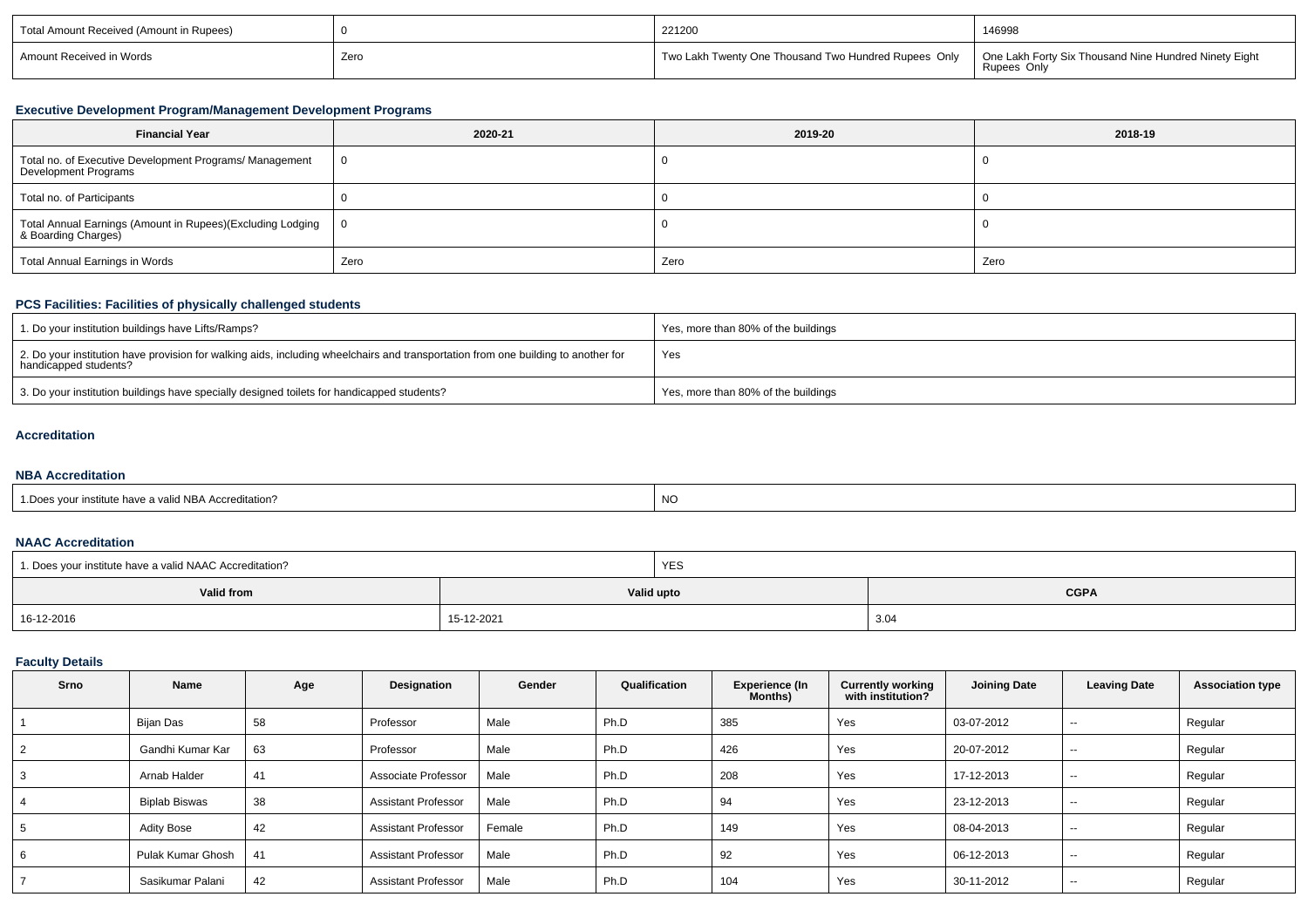| Total Amount Received (Amount in Rupees) | 0 | 221200 | 146998 |
|---|---|---|---|
| Amount Received in Words | Zero | Two Lakh Twenty One Thousand Two Hundred Rupees Only | One Lakh Forty Six Thousand Nine Hundred Ninety Eight Rupees Only |

### Executive Development Program/Management Development Programs

| Financial Year | 2020-21 | 2019-20 | 2018-19 |
|---|---|---|---|
| Total no. of Executive Development Programs/ Management Development Programs | 0 | 0 | 0 |
| Total no. of Participants | 0 | 0 | 0 |
| Total Annual Earnings (Amount in Rupees)(Excluding Lodging & Boarding Charges) | 0 | 0 | 0 |
| Total Annual Earnings in Words | Zero | Zero | Zero |

### PCS Facilities: Facilities of physically challenged students

| | |
|---|---|
| 1. Do your institution buildings have Lifts/Ramps? | Yes, more than 80% of the buildings |
| 2. Do your institution have provision for walking aids, including wheelchairs and transportation from one building to another for handicapped students? | Yes |
| 3. Do your institution buildings have specially designed toilets for handicapped students? | Yes, more than 80% of the buildings |

### Accreditation

### NBA Accreditation

| | |
|---|---|
| 1.Does your institute have a valid NBA Accreditation? | NO |

### NAAC Accreditation

| 1. Does your institute have a valid NAAC Accreditation? | YES | |
|---|---|---|
| **Valid from** | **Valid upto** | **CGPA** |
| 16-12-2016 | 15-12-2021 | 3.04 |

### Faculty Details

| Srno | Name | Age | Designation | Gender | Qualification | Experience (In Months) | Currently working with institution? | Joining Date | Leaving Date | Association type |
|---|---|---|---|---|---|---|---|---|---|---|
| 1 | Bijan Das | 58 | Professor | Male | Ph.D | 385 | Yes | 03-07-2012 | -- | Regular |
| 2 | Gandhi Kumar Kar | 63 | Professor | Male | Ph.D | 426 | Yes | 20-07-2012 | -- | Regular |
| 3 | Arnab Halder | 41 | Associate Professor | Male | Ph.D | 208 | Yes | 17-12-2013 | -- | Regular |
| 4 | Biplab Biswas | 38 | Assistant Professor | Male | Ph.D | 94 | Yes | 23-12-2013 | -- | Regular |
| 5 | Adity Bose | 42 | Assistant Professor | Female | Ph.D | 149 | Yes | 08-04-2013 | -- | Regular |
| 6 | Pulak Kumar Ghosh | 41 | Assistant Professor | Male | Ph.D | 92 | Yes | 06-12-2013 | -- | Regular |
| 7 | Sasikumar Palani | 42 | Assistant Professor | Male | Ph.D | 104 | Yes | 30-11-2012 | -- | Regular |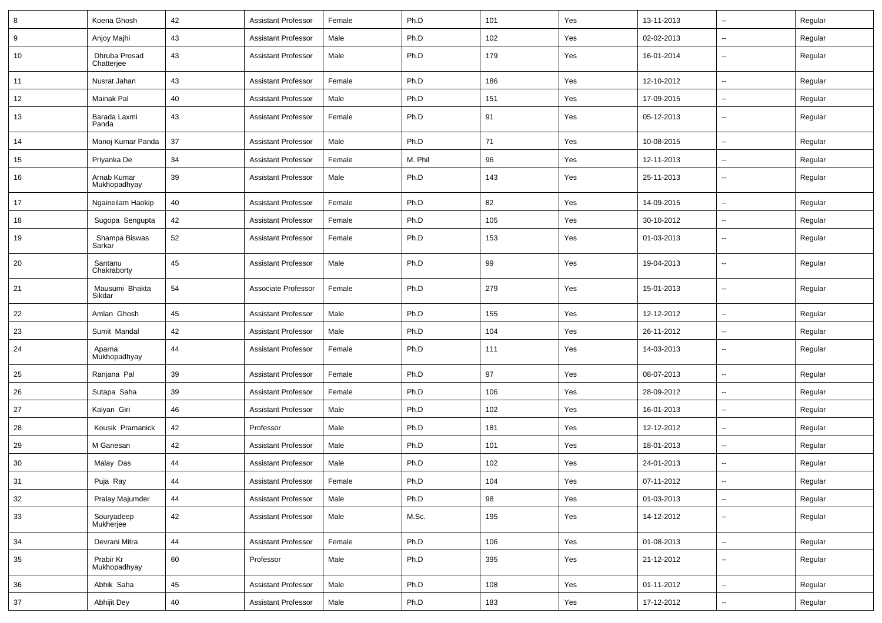| 8 | Koena Ghosh | 42 | Assistant Professor | Female | Ph.D | 101 | Yes | 13-11-2013 | -- | Regular |
|---|---|---|---|---|---|---|---|---|---|---|
| 9 | Anjoy Majhi | 43 | Assistant Professor | Male | Ph.D | 102 | Yes | 02-02-2013 | -- | Regular |
| 10 | Dhruba Prosad Chatterjee | 43 | Assistant Professor | Male | Ph.D | 179 | Yes | 16-01-2014 | -- | Regular |
| 11 | Nusrat Jahan | 43 | Assistant Professor | Female | Ph.D | 186 | Yes | 12-10-2012 | -- | Regular |
| 12 | Mainak Pal | 40 | Assistant Professor | Male | Ph.D | 151 | Yes | 17-09-2015 | -- | Regular |
| 13 | Barada Laxmi Panda | 43 | Assistant Professor | Female | Ph.D | 91 | Yes | 05-12-2013 | -- | Regular |
| 14 | Manoj Kumar Panda | 37 | Assistant Professor | Male | Ph.D | 71 | Yes | 10-08-2015 | -- | Regular |
| 15 | Priyanka De | 34 | Assistant Professor | Female | M. Phil | 96 | Yes | 12-11-2013 | -- | Regular |
| 16 | Arnab Kumar Mukhopadhyay | 39 | Assistant Professor | Male | Ph.D | 143 | Yes | 25-11-2013 | -- | Regular |
| 17 | Ngaineilam Haokip | 40 | Assistant Professor | Female | Ph.D | 82 | Yes | 14-09-2015 | -- | Regular |
| 18 | Sugopa Sengupta | 42 | Assistant Professor | Female | Ph.D | 105 | Yes | 30-10-2012 | -- | Regular |
| 19 | Shampa Biswas Sarkar | 52 | Assistant Professor | Female | Ph.D | 153 | Yes | 01-03-2013 | -- | Regular |
| 20 | Santanu Chakraborty | 45 | Assistant Professor | Male | Ph.D | 99 | Yes | 19-04-2013 | -- | Regular |
| 21 | Mausumi Bhakta Sikdar | 54 | Associate Professor | Female | Ph.D | 279 | Yes | 15-01-2013 | -- | Regular |
| 22 | Amlan Ghosh | 45 | Assistant Professor | Male | Ph.D | 155 | Yes | 12-12-2012 | -- | Regular |
| 23 | Sumit Mandal | 42 | Assistant Professor | Male | Ph.D | 104 | Yes | 26-11-2012 | -- | Regular |
| 24 | Aparna Mukhopadhyay | 44 | Assistant Professor | Female | Ph.D | 111 | Yes | 14-03-2013 | -- | Regular |
| 25 | Ranjana Pal | 39 | Assistant Professor | Female | Ph.D | 97 | Yes | 08-07-2013 | -- | Regular |
| 26 | Sutapa Saha | 39 | Assistant Professor | Female | Ph.D | 106 | Yes | 28-09-2012 | -- | Regular |
| 27 | Kalyan Giri | 46 | Assistant Professor | Male | Ph.D | 102 | Yes | 16-01-2013 | -- | Regular |
| 28 | Kousik Pramanick | 42 | Professor | Male | Ph.D | 181 | Yes | 12-12-2012 | -- | Regular |
| 29 | M Ganesan | 42 | Assistant Professor | Male | Ph.D | 101 | Yes | 18-01-2013 | -- | Regular |
| 30 | Malay Das | 44 | Assistant Professor | Male | Ph.D | 102 | Yes | 24-01-2013 | -- | Regular |
| 31 | Puja Ray | 44 | Assistant Professor | Female | Ph.D | 104 | Yes | 07-11-2012 | -- | Regular |
| 32 | Pralay Majumder | 44 | Assistant Professor | Male | Ph.D | 98 | Yes | 01-03-2013 | -- | Regular |
| 33 | Souryadeep Mukherjee | 42 | Assistant Professor | Male | M.Sc. | 195 | Yes | 14-12-2012 | -- | Regular |
| 34 | Devrani Mitra | 44 | Assistant Professor | Female | Ph.D | 106 | Yes | 01-08-2013 | -- | Regular |
| 35 | Prabir Kr Mukhopadhyay | 60 | Professor | Male | Ph.D | 395 | Yes | 21-12-2012 | -- | Regular |
| 36 | Abhik Saha | 45 | Assistant Professor | Male | Ph.D | 108 | Yes | 01-11-2012 | -- | Regular |
| 37 | Abhijit Dey | 40 | Assistant Professor | Male | Ph.D | 183 | Yes | 17-12-2012 | -- | Regular |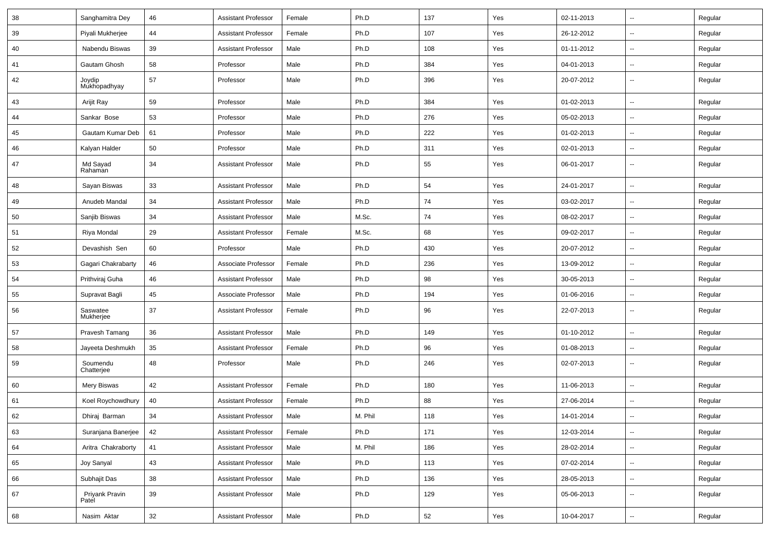| 38 | Sanghamitra Dey | 46 | Assistant Professor | Female | Ph.D | 137 | Yes | 02-11-2013 | -- | Regular |
|---|---|---|---|---|---|---|---|---|---|---|
| 39 | Piyali Mukherjee | 44 | Assistant Professor | Female | Ph.D | 107 | Yes | 26-12-2012 | -- | Regular |
| 40 | Nabendu Biswas | 39 | Assistant Professor | Male | Ph.D | 108 | Yes | 01-11-2012 | -- | Regular |
| 41 | Gautam Ghosh | 58 | Professor | Male | Ph.D | 384 | Yes | 04-01-2013 | -- | Regular |
| 42 | Joydip Mukhopadhyay | 57 | Professor | Male | Ph.D | 396 | Yes | 20-07-2012 | -- | Regular |
| 43 | Arijit Ray | 59 | Professor | Male | Ph.D | 384 | Yes | 01-02-2013 | -- | Regular |
| 44 | Sankar Bose | 53 | Professor | Male | Ph.D | 276 | Yes | 05-02-2013 | -- | Regular |
| 45 | Gautam Kumar Deb | 61 | Professor | Male | Ph.D | 222 | Yes | 01-02-2013 | -- | Regular |
| 46 | Kalyan Halder | 50 | Professor | Male | Ph.D | 311 | Yes | 02-01-2013 | -- | Regular |
| 47 | Md Sayad Rahaman | 34 | Assistant Professor | Male | Ph.D | 55 | Yes | 06-01-2017 | -- | Regular |
| 48 | Sayan Biswas | 33 | Assistant Professor | Male | Ph.D | 54 | Yes | 24-01-2017 | -- | Regular |
| 49 | Anudeb Mandal | 34 | Assistant Professor | Male | Ph.D | 74 | Yes | 03-02-2017 | -- | Regular |
| 50 | Sanjib Biswas | 34 | Assistant Professor | Male | M.Sc. | 74 | Yes | 08-02-2017 | -- | Regular |
| 51 | Riya Mondal | 29 | Assistant Professor | Female | M.Sc. | 68 | Yes | 09-02-2017 | -- | Regular |
| 52 | Devashish Sen | 60 | Professor | Male | Ph.D | 430 | Yes | 20-07-2012 | -- | Regular |
| 53 | Gagari Chakrabarty | 46 | Associate Professor | Female | Ph.D | 236 | Yes | 13-09-2012 | -- | Regular |
| 54 | Prithviraj Guha | 46 | Assistant Professor | Male | Ph.D | 98 | Yes | 30-05-2013 | -- | Regular |
| 55 | Supravat Bagli | 45 | Associate Professor | Male | Ph.D | 194 | Yes | 01-06-2016 | -- | Regular |
| 56 | Saswatee Mukherjee | 37 | Assistant Professor | Female | Ph.D | 96 | Yes | 22-07-2013 | -- | Regular |
| 57 | Pravesh Tamang | 36 | Assistant Professor | Male | Ph.D | 149 | Yes | 01-10-2012 | -- | Regular |
| 58 | Jayeeta Deshmukh | 35 | Assistant Professor | Female | Ph.D | 96 | Yes | 01-08-2013 | -- | Regular |
| 59 | Soumendu Chatterjee | 48 | Professor | Male | Ph.D | 246 | Yes | 02-07-2013 | -- | Regular |
| 60 | Mery Biswas | 42 | Assistant Professor | Female | Ph.D | 180 | Yes | 11-06-2013 | -- | Regular |
| 61 | Koel Roychowdhury | 40 | Assistant Professor | Female | Ph.D | 88 | Yes | 27-06-2014 | -- | Regular |
| 62 | Dhiraj Barman | 34 | Assistant Professor | Male | M. Phil | 118 | Yes | 14-01-2014 | -- | Regular |
| 63 | Suranjana Banerjee | 42 | Assistant Professor | Female | Ph.D | 171 | Yes | 12-03-2014 | -- | Regular |
| 64 | Aritra Chakraborty | 41 | Assistant Professor | Male | M. Phil | 186 | Yes | 28-02-2014 | -- | Regular |
| 65 | Joy Sanyal | 43 | Assistant Professor | Male | Ph.D | 113 | Yes | 07-02-2014 | -- | Regular |
| 66 | Subhajit Das | 38 | Assistant Professor | Male | Ph.D | 136 | Yes | 28-05-2013 | -- | Regular |
| 67 | Priyank Pravin Patel | 39 | Assistant Professor | Male | Ph.D | 129 | Yes | 05-06-2013 | -- | Regular |
| 68 | Nasim Aktar | 32 | Assistant Professor | Male | Ph.D | 52 | Yes | 10-04-2017 | -- | Regular |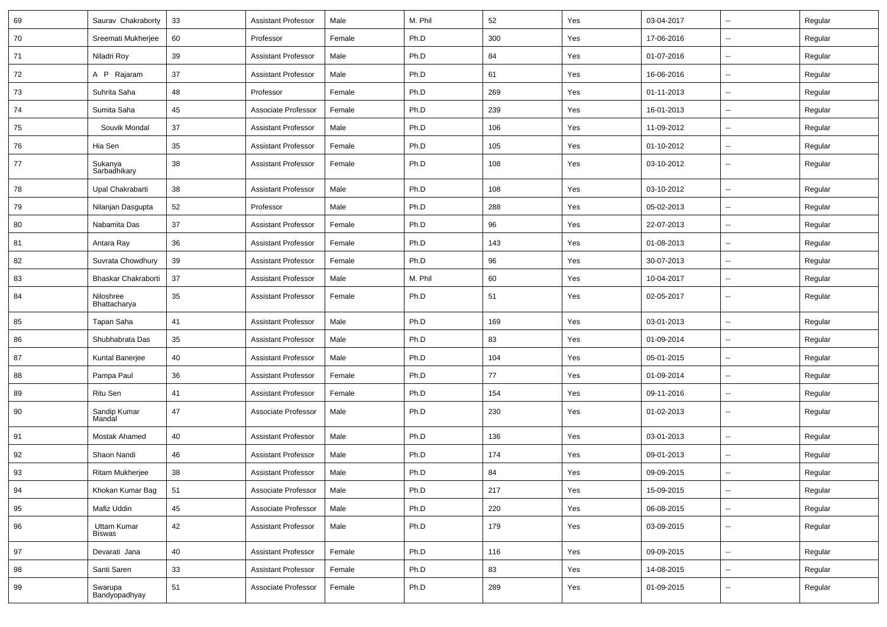| 69 | Saurav Chakraborty | 33 | Assistant Professor | Male | M. Phil | 52 | Yes | 03-04-2017 | -- | Regular |
|---|---|---|---|---|---|---|---|---|---|---|
| 70 | Sreemati Mukherjee | 60 | Professor | Female | Ph.D | 300 | Yes | 17-06-2016 | -- | Regular |
| 71 | Niladri Roy | 39 | Assistant Professor | Male | Ph.D | 84 | Yes | 01-07-2016 | -- | Regular |
| 72 | A P Rajaram | 37 | Assistant Professor | Male | Ph.D | 61 | Yes | 16-06-2016 | -- | Regular |
| 73 | Suhrita Saha | 48 | Professor | Female | Ph.D | 269 | Yes | 01-11-2013 | -- | Regular |
| 74 | Sumita Saha | 45 | Associate Professor | Female | Ph.D | 239 | Yes | 16-01-2013 | -- | Regular |
| 75 | Souvik Mondal | 37 | Assistant Professor | Male | Ph.D | 106 | Yes | 11-09-2012 | -- | Regular |
| 76 | Hia Sen | 35 | Assistant Professor | Female | Ph.D | 105 | Yes | 01-10-2012 | -- | Regular |
| 77 | Sukanya Sarbadhikary | 38 | Assistant Professor | Female | Ph.D | 108 | Yes | 03-10-2012 | -- | Regular |
| 78 | Upal Chakrabarti | 38 | Assistant Professor | Male | Ph.D | 108 | Yes | 03-10-2012 | -- | Regular |
| 79 | Nilanjan Dasgupta | 52 | Professor | Male | Ph.D | 288 | Yes | 05-02-2013 | -- | Regular |
| 80 | Nabamita Das | 37 | Assistant Professor | Female | Ph.D | 96 | Yes | 22-07-2013 | -- | Regular |
| 81 | Antara Ray | 36 | Assistant Professor | Female | Ph.D | 143 | Yes | 01-08-2013 | -- | Regular |
| 82 | Suvrata Chowdhury | 39 | Assistant Professor | Female | Ph.D | 96 | Yes | 30-07-2013 | -- | Regular |
| 83 | Bhaskar Chakraborti | 37 | Assistant Professor | Male | M. Phil | 60 | Yes | 10-04-2017 | -- | Regular |
| 84 | Niloshree Bhattacharya | 35 | Assistant Professor | Female | Ph.D | 51 | Yes | 02-05-2017 | -- | Regular |
| 85 | Tapan Saha | 41 | Assistant Professor | Male | Ph.D | 169 | Yes | 03-01-2013 | -- | Regular |
| 86 | Shubhabrata Das | 35 | Assistant Professor | Male | Ph.D | 83 | Yes | 01-09-2014 | -- | Regular |
| 87 | Kuntal Banerjee | 40 | Assistant Professor | Male | Ph.D | 104 | Yes | 05-01-2015 | -- | Regular |
| 88 | Pampa Paul | 36 | Assistant Professor | Female | Ph.D | 77 | Yes | 01-09-2014 | -- | Regular |
| 89 | Ritu Sen | 41 | Assistant Professor | Female | Ph.D | 154 | Yes | 09-11-2016 | -- | Regular |
| 90 | Sandip Kumar Mandal | 47 | Associate Professor | Male | Ph.D | 230 | Yes | 01-02-2013 | -- | Regular |
| 91 | Mostak Ahamed | 40 | Assistant Professor | Male | Ph.D | 136 | Yes | 03-01-2013 | -- | Regular |
| 92 | Shaon Nandi | 46 | Assistant Professor | Male | Ph.D | 174 | Yes | 09-01-2013 | -- | Regular |
| 93 | Ritam Mukherjee | 38 | Assistant Professor | Male | Ph.D | 84 | Yes | 09-09-2015 | -- | Regular |
| 94 | Khokan Kumar Bag | 51 | Associate Professor | Male | Ph.D | 217 | Yes | 15-09-2015 | -- | Regular |
| 95 | Mafiz Uddin | 45 | Associate Professor | Male | Ph.D | 220 | Yes | 06-08-2015 | -- | Regular |
| 96 | Uttam Kumar Biswas | 42 | Assistant Professor | Male | Ph.D | 179 | Yes | 03-09-2015 | -- | Regular |
| 97 | Devarati Jana | 40 | Assistant Professor | Female | Ph.D | 116 | Yes | 09-09-2015 | -- | Regular |
| 98 | Santi Saren | 33 | Assistant Professor | Female | Ph.D | 83 | Yes | 14-08-2015 | -- | Regular |
| 99 | Swarupa Bandyopadhyay | 51 | Associate Professor | Female | Ph.D | 289 | Yes | 01-09-2015 | -- | Regular |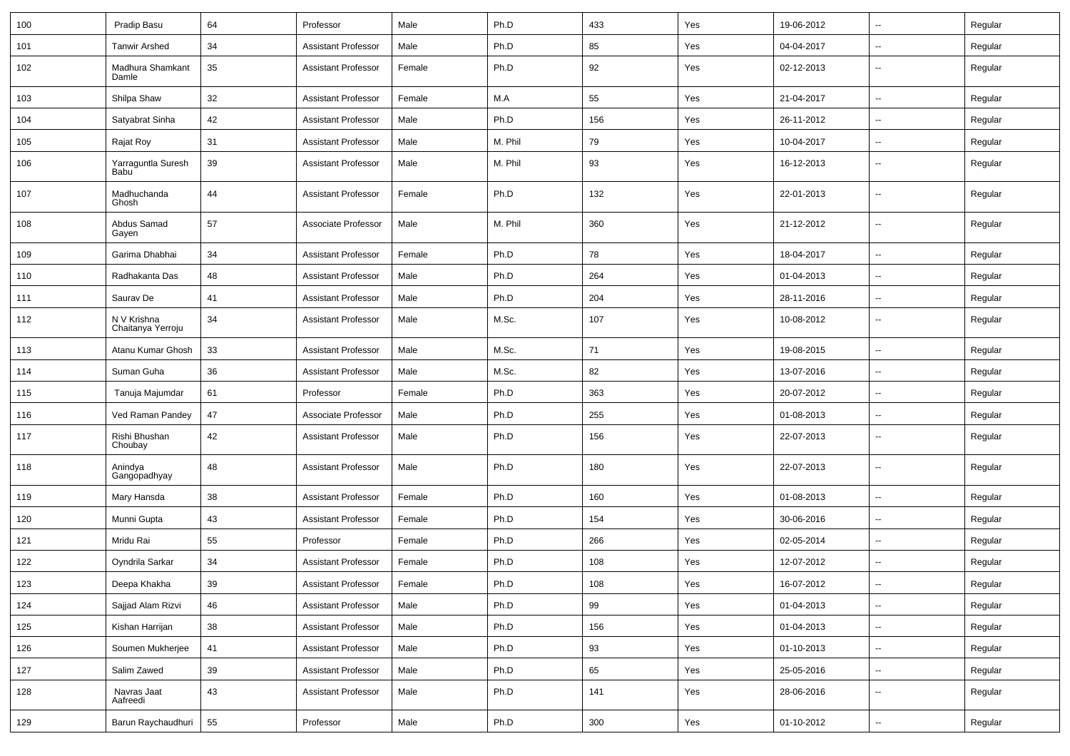| 100 | Pradip Basu | 64 | Professor | Male | Ph.D | 433 | Yes | 19-06-2012 | -- | Regular |
|---|---|---|---|---|---|---|---|---|---|---|
| 101 | Tanwir Arshed | 34 | Assistant Professor | Male | Ph.D | 85 | Yes | 04-04-2017 | -- | Regular |
| 102 | Madhura Shamkant Damle | 35 | Assistant Professor | Female | Ph.D | 92 | Yes | 02-12-2013 | -- | Regular |
| 103 | Shilpa Shaw | 32 | Assistant Professor | Female | M.A | 55 | Yes | 21-04-2017 | -- | Regular |
| 104 | Satyabrat Sinha | 42 | Assistant Professor | Male | Ph.D | 156 | Yes | 26-11-2012 | -- | Regular |
| 105 | Rajat Roy | 31 | Assistant Professor | Male | M. Phil | 79 | Yes | 10-04-2017 | -- | Regular |
| 106 | Yarraguntla Suresh Babu | 39 | Assistant Professor | Male | M. Phil | 93 | Yes | 16-12-2013 | -- | Regular |
| 107 | Madhuchanda Ghosh | 44 | Assistant Professor | Female | Ph.D | 132 | Yes | 22-01-2013 | -- | Regular |
| 108 | Abdus Samad Gayen | 57 | Associate Professor | Male | M. Phil | 360 | Yes | 21-12-2012 | -- | Regular |
| 109 | Garima Dhabhai | 34 | Assistant Professor | Female | Ph.D | 78 | Yes | 18-04-2017 | -- | Regular |
| 110 | Radhakanta Das | 48 | Assistant Professor | Male | Ph.D | 264 | Yes | 01-04-2013 | -- | Regular |
| 111 | Saurav De | 41 | Assistant Professor | Male | Ph.D | 204 | Yes | 28-11-2016 | -- | Regular |
| 112 | N V Krishna Chaitanya Yerroju | 34 | Assistant Professor | Male | M.Sc. | 107 | Yes | 10-08-2012 | -- | Regular |
| 113 | Atanu Kumar Ghosh | 33 | Assistant Professor | Male | M.Sc. | 71 | Yes | 19-08-2015 | -- | Regular |
| 114 | Suman Guha | 36 | Assistant Professor | Male | M.Sc. | 82 | Yes | 13-07-2016 | -- | Regular |
| 115 | Tanuja Majumdar | 61 | Professor | Female | Ph.D | 363 | Yes | 20-07-2012 | -- | Regular |
| 116 | Ved Raman Pandey | 47 | Associate Professor | Male | Ph.D | 255 | Yes | 01-08-2013 | -- | Regular |
| 117 | Rishi Bhushan Choubay | 42 | Assistant Professor | Male | Ph.D | 156 | Yes | 22-07-2013 | -- | Regular |
| 118 | Anindya Gangopadhyay | 48 | Assistant Professor | Male | Ph.D | 180 | Yes | 22-07-2013 | -- | Regular |
| 119 | Mary Hansda | 38 | Assistant Professor | Female | Ph.D | 160 | Yes | 01-08-2013 | -- | Regular |
| 120 | Munni Gupta | 43 | Assistant Professor | Female | Ph.D | 154 | Yes | 30-06-2016 | -- | Regular |
| 121 | Mridu Rai | 55 | Professor | Female | Ph.D | 266 | Yes | 02-05-2014 | -- | Regular |
| 122 | Oyndrila Sarkar | 34 | Assistant Professor | Female | Ph.D | 108 | Yes | 12-07-2012 | -- | Regular |
| 123 | Deepa Khakha | 39 | Assistant Professor | Female | Ph.D | 108 | Yes | 16-07-2012 | -- | Regular |
| 124 | Sajjad Alam Rizvi | 46 | Assistant Professor | Male | Ph.D | 99 | Yes | 01-04-2013 | -- | Regular |
| 125 | Kishan Harrijan | 38 | Assistant Professor | Male | Ph.D | 156 | Yes | 01-04-2013 | -- | Regular |
| 126 | Soumen Mukherjee | 41 | Assistant Professor | Male | Ph.D | 93 | Yes | 01-10-2013 | -- | Regular |
| 127 | Salim Zawed | 39 | Assistant Professor | Male | Ph.D | 65 | Yes | 25-05-2016 | -- | Regular |
| 128 | Navras Jaat Aafreedi | 43 | Assistant Professor | Male | Ph.D | 141 | Yes | 28-06-2016 | -- | Regular |
| 129 | Barun Raychaudhuri | 55 | Professor | Male | Ph.D | 300 | Yes | 01-10-2012 | -- | Regular |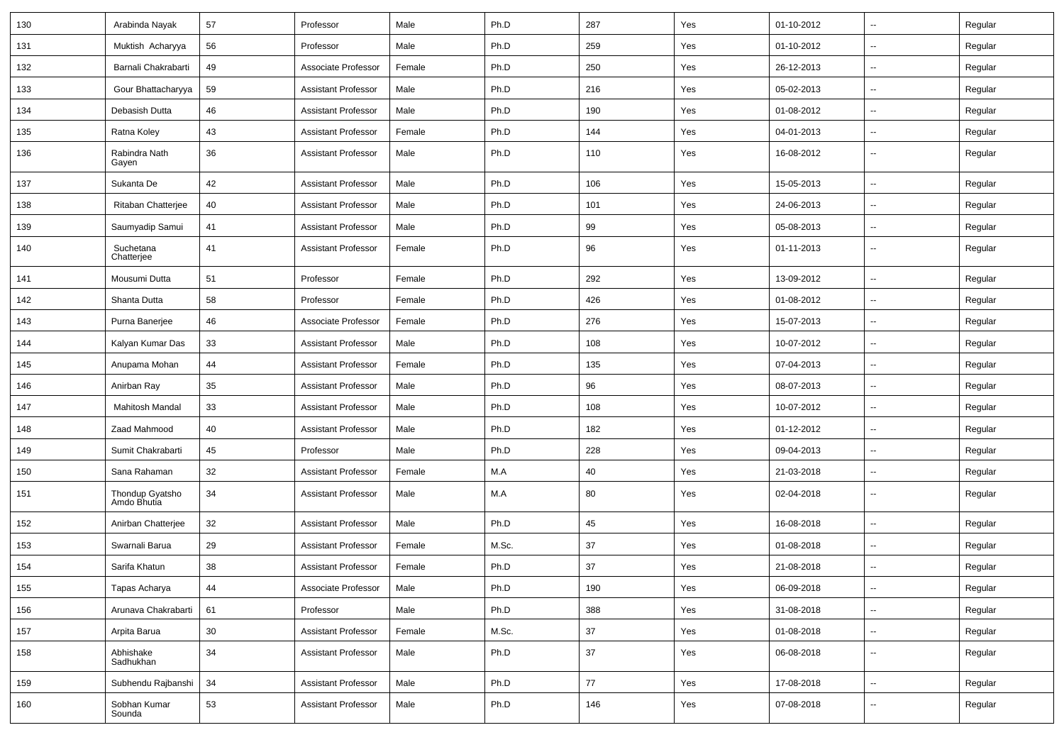| 130 | Arabinda Nayak | 57 | Professor | Male | Ph.D | 287 | Yes | 01-10-2012 | -- | Regular |
|---|---|---|---|---|---|---|---|---|---|---|
| 131 | Muktish Acharyya | 56 | Professor | Male | Ph.D | 259 | Yes | 01-10-2012 | -- | Regular |
| 132 | Barnali Chakrabarti | 49 | Associate Professor | Female | Ph.D | 250 | Yes | 26-12-2013 | -- | Regular |
| 133 | Gour Bhattacharyya | 59 | Assistant Professor | Male | Ph.D | 216 | Yes | 05-02-2013 | -- | Regular |
| 134 | Debasish Dutta | 46 | Assistant Professor | Male | Ph.D | 190 | Yes | 01-08-2012 | -- | Regular |
| 135 | Ratna Koley | 43 | Assistant Professor | Female | Ph.D | 144 | Yes | 04-01-2013 | -- | Regular |
| 136 | Rabindra Nath Gayen | 36 | Assistant Professor | Male | Ph.D | 110 | Yes | 16-08-2012 | -- | Regular |
| 137 | Sukanta De | 42 | Assistant Professor | Male | Ph.D | 106 | Yes | 15-05-2013 | -- | Regular |
| 138 | Ritaban Chatterjee | 40 | Assistant Professor | Male | Ph.D | 101 | Yes | 24-06-2013 | -- | Regular |
| 139 | Saumyadip Samui | 41 | Assistant Professor | Male | Ph.D | 99 | Yes | 05-08-2013 | -- | Regular |
| 140 | Suchetana Chatterjee | 41 | Assistant Professor | Female | Ph.D | 96 | Yes | 01-11-2013 | -- | Regular |
| 141 | Mousumi Dutta | 51 | Professor | Female | Ph.D | 292 | Yes | 13-09-2012 | -- | Regular |
| 142 | Shanta Dutta | 58 | Professor | Female | Ph.D | 426 | Yes | 01-08-2012 | -- | Regular |
| 143 | Purna Banerjee | 46 | Associate Professor | Female | Ph.D | 276 | Yes | 15-07-2013 | -- | Regular |
| 144 | Kalyan Kumar Das | 33 | Assistant Professor | Male | Ph.D | 108 | Yes | 10-07-2012 | -- | Regular |
| 145 | Anupama Mohan | 44 | Assistant Professor | Female | Ph.D | 135 | Yes | 07-04-2013 | -- | Regular |
| 146 | Anirban Ray | 35 | Assistant Professor | Male | Ph.D | 96 | Yes | 08-07-2013 | -- | Regular |
| 147 | Mahitosh Mandal | 33 | Assistant Professor | Male | Ph.D | 108 | Yes | 10-07-2012 | -- | Regular |
| 148 | Zaad Mahmood | 40 | Assistant Professor | Male | Ph.D | 182 | Yes | 01-12-2012 | -- | Regular |
| 149 | Sumit Chakrabarti | 45 | Professor | Male | Ph.D | 228 | Yes | 09-04-2013 | -- | Regular |
| 150 | Sana Rahaman | 32 | Assistant Professor | Female | M.A | 40 | Yes | 21-03-2018 | -- | Regular |
| 151 | Thondup Gyatsho Amdo Bhutia | 34 | Assistant Professor | Male | M.A | 80 | Yes | 02-04-2018 | -- | Regular |
| 152 | Anirban Chatterjee | 32 | Assistant Professor | Male | Ph.D | 45 | Yes | 16-08-2018 | -- | Regular |
| 153 | Swarnali Barua | 29 | Assistant Professor | Female | M.Sc. | 37 | Yes | 01-08-2018 | -- | Regular |
| 154 | Sarifa Khatun | 38 | Assistant Professor | Female | Ph.D | 37 | Yes | 21-08-2018 | -- | Regular |
| 155 | Tapas Acharya | 44 | Associate Professor | Male | Ph.D | 190 | Yes | 06-09-2018 | -- | Regular |
| 156 | Arunava Chakrabarti | 61 | Professor | Male | Ph.D | 388 | Yes | 31-08-2018 | -- | Regular |
| 157 | Arpita Barua | 30 | Assistant Professor | Female | M.Sc. | 37 | Yes | 01-08-2018 | -- | Regular |
| 158 | Abhishake Sadhukhan | 34 | Assistant Professor | Male | Ph.D | 37 | Yes | 06-08-2018 | -- | Regular |
| 159 | Subhendu Rajbanshi | 34 | Assistant Professor | Male | Ph.D | 77 | Yes | 17-08-2018 | -- | Regular |
| 160 | Sobhan Kumar Sounda | 53 | Assistant Professor | Male | Ph.D | 146 | Yes | 07-08-2018 | -- | Regular |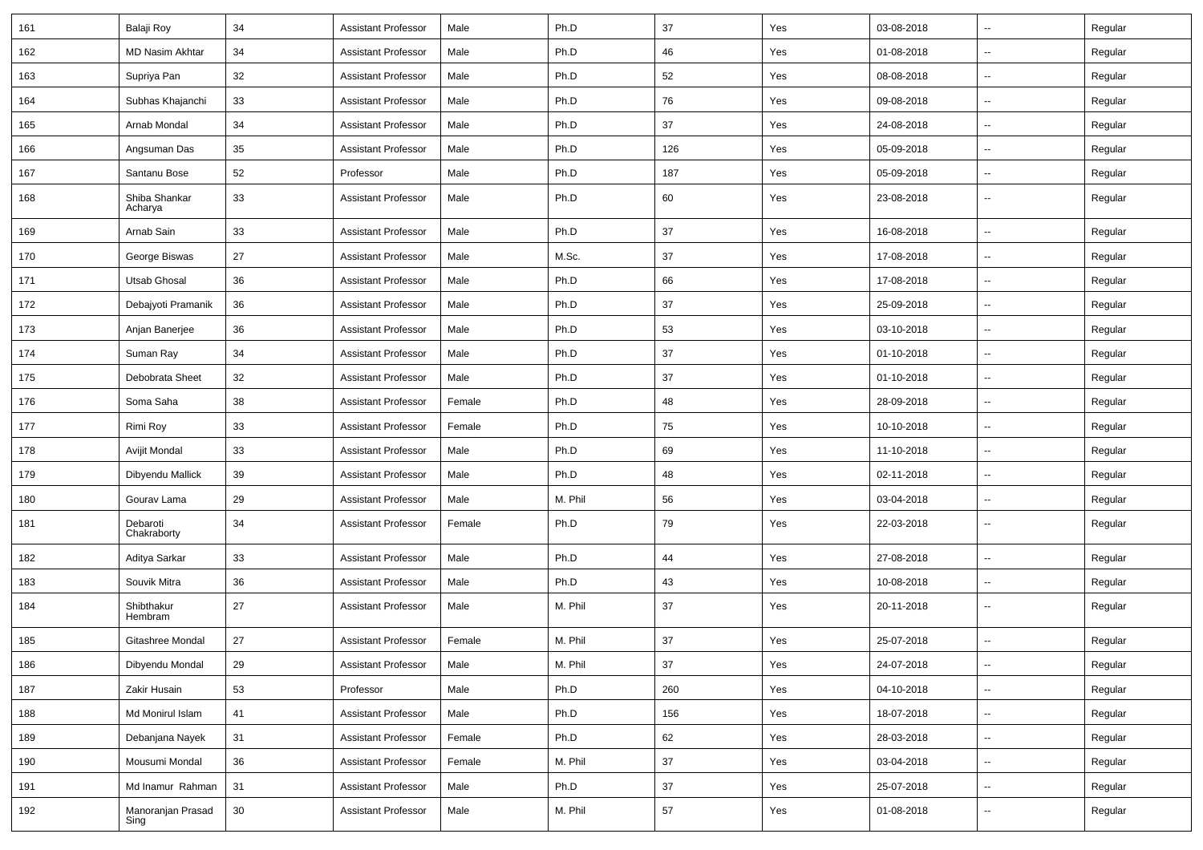| 161 | Balaji Roy | 34 | Assistant Professor | Male | Ph.D | 37 | Yes | 03-08-2018 | -- | Regular |
|---|---|---|---|---|---|---|---|---|---|---|
| 162 | MD Nasim Akhtar | 34 | Assistant Professor | Male | Ph.D | 46 | Yes | 01-08-2018 | -- | Regular |
| 163 | Supriya Pan | 32 | Assistant Professor | Male | Ph.D | 52 | Yes | 08-08-2018 | -- | Regular |
| 164 | Subhas Khajanchi | 33 | Assistant Professor | Male | Ph.D | 76 | Yes | 09-08-2018 | -- | Regular |
| 165 | Arnab Mondal | 34 | Assistant Professor | Male | Ph.D | 37 | Yes | 24-08-2018 | -- | Regular |
| 166 | Angsuman Das | 35 | Assistant Professor | Male | Ph.D | 126 | Yes | 05-09-2018 | -- | Regular |
| 167 | Santanu Bose | 52 | Professor | Male | Ph.D | 187 | Yes | 05-09-2018 | -- | Regular |
| 168 | Shiba Shankar Acharya | 33 | Assistant Professor | Male | Ph.D | 60 | Yes | 23-08-2018 | -- | Regular |
| 169 | Arnab Sain | 33 | Assistant Professor | Male | Ph.D | 37 | Yes | 16-08-2018 | -- | Regular |
| 170 | George Biswas | 27 | Assistant Professor | Male | M.Sc. | 37 | Yes | 17-08-2018 | -- | Regular |
| 171 | Utsab Ghosal | 36 | Assistant Professor | Male | Ph.D | 66 | Yes | 17-08-2018 | -- | Regular |
| 172 | Debajyoti Pramanik | 36 | Assistant Professor | Male | Ph.D | 37 | Yes | 25-09-2018 | -- | Regular |
| 173 | Anjan Banerjee | 36 | Assistant Professor | Male | Ph.D | 53 | Yes | 03-10-2018 | -- | Regular |
| 174 | Suman Ray | 34 | Assistant Professor | Male | Ph.D | 37 | Yes | 01-10-2018 | -- | Regular |
| 175 | Debobrata Sheet | 32 | Assistant Professor | Male | Ph.D | 37 | Yes | 01-10-2018 | -- | Regular |
| 176 | Soma Saha | 38 | Assistant Professor | Female | Ph.D | 48 | Yes | 28-09-2018 | -- | Regular |
| 177 | Rimi Roy | 33 | Assistant Professor | Female | Ph.D | 75 | Yes | 10-10-2018 | -- | Regular |
| 178 | Avijit Mondal | 33 | Assistant Professor | Male | Ph.D | 69 | Yes | 11-10-2018 | -- | Regular |
| 179 | Dibyendu Mallick | 39 | Assistant Professor | Male | Ph.D | 48 | Yes | 02-11-2018 | -- | Regular |
| 180 | Gourav Lama | 29 | Assistant Professor | Male | M. Phil | 56 | Yes | 03-04-2018 | -- | Regular |
| 181 | Debaroti Chakraborty | 34 | Assistant Professor | Female | Ph.D | 79 | Yes | 22-03-2018 | -- | Regular |
| 182 | Aditya Sarkar | 33 | Assistant Professor | Male | Ph.D | 44 | Yes | 27-08-2018 | -- | Regular |
| 183 | Souvik Mitra | 36 | Assistant Professor | Male | Ph.D | 43 | Yes | 10-08-2018 | -- | Regular |
| 184 | Shibthakur Hembram | 27 | Assistant Professor | Male | M. Phil | 37 | Yes | 20-11-2018 | -- | Regular |
| 185 | Gitashree Mondal | 27 | Assistant Professor | Female | M. Phil | 37 | Yes | 25-07-2018 | -- | Regular |
| 186 | Dibyendu Mondal | 29 | Assistant Professor | Male | M. Phil | 37 | Yes | 24-07-2018 | -- | Regular |
| 187 | Zakir Husain | 53 | Professor | Male | Ph.D | 260 | Yes | 04-10-2018 | -- | Regular |
| 188 | Md Monirul Islam | 41 | Assistant Professor | Male | Ph.D | 156 | Yes | 18-07-2018 | -- | Regular |
| 189 | Debanjana Nayek | 31 | Assistant Professor | Female | Ph.D | 62 | Yes | 28-03-2018 | -- | Regular |
| 190 | Mousumi Mondal | 36 | Assistant Professor | Female | M. Phil | 37 | Yes | 03-04-2018 | -- | Regular |
| 191 | Md Inamur Rahman | 31 | Assistant Professor | Male | Ph.D | 37 | Yes | 25-07-2018 | -- | Regular |
| 192 | Manoranjan Prasad Sing | 30 | Assistant Professor | Male | M. Phil | 57 | Yes | 01-08-2018 | -- | Regular |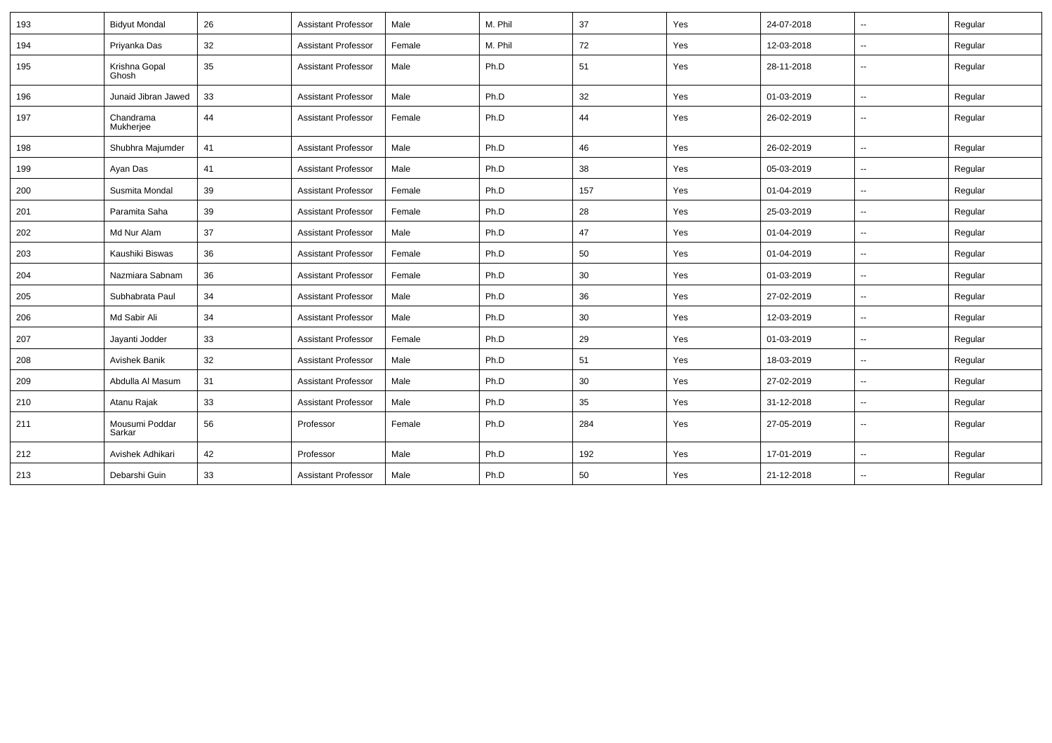| | | | | | | | | | | |
|---|---|---|---|---|---|---|---|---|---|---|
| 193 | Bidyut Mondal | 26 | Assistant Professor | Male | M. Phil | 37 | Yes | 24-07-2018 | -- | Regular |
| 194 | Priyanka Das | 32 | Assistant Professor | Female | M. Phil | 72 | Yes | 12-03-2018 | -- | Regular |
| 195 | Krishna Gopal Ghosh | 35 | Assistant Professor | Male | Ph.D | 51 | Yes | 28-11-2018 | -- | Regular |
| 196 | Junaid Jibran Jawed | 33 | Assistant Professor | Male | Ph.D | 32 | Yes | 01-03-2019 | -- | Regular |
| 197 | Chandrama Mukherjee | 44 | Assistant Professor | Female | Ph.D | 44 | Yes | 26-02-2019 | -- | Regular |
| 198 | Shubhra Majumder | 41 | Assistant Professor | Male | Ph.D | 46 | Yes | 26-02-2019 | -- | Regular |
| 199 | Ayan Das | 41 | Assistant Professor | Male | Ph.D | 38 | Yes | 05-03-2019 | -- | Regular |
| 200 | Susmita Mondal | 39 | Assistant Professor | Female | Ph.D | 157 | Yes | 01-04-2019 | -- | Regular |
| 201 | Paramita Saha | 39 | Assistant Professor | Female | Ph.D | 28 | Yes | 25-03-2019 | -- | Regular |
| 202 | Md Nur Alam | 37 | Assistant Professor | Male | Ph.D | 47 | Yes | 01-04-2019 | -- | Regular |
| 203 | Kaushiki Biswas | 36 | Assistant Professor | Female | Ph.D | 50 | Yes | 01-04-2019 | -- | Regular |
| 204 | Nazmiara Sabnam | 36 | Assistant Professor | Female | Ph.D | 30 | Yes | 01-03-2019 | -- | Regular |
| 205 | Subhabrata Paul | 34 | Assistant Professor | Male | Ph.D | 36 | Yes | 27-02-2019 | -- | Regular |
| 206 | Md Sabir Ali | 34 | Assistant Professor | Male | Ph.D | 30 | Yes | 12-03-2019 | -- | Regular |
| 207 | Jayanti Jodder | 33 | Assistant Professor | Female | Ph.D | 29 | Yes | 01-03-2019 | -- | Regular |
| 208 | Avishek Banik | 32 | Assistant Professor | Male | Ph.D | 51 | Yes | 18-03-2019 | -- | Regular |
| 209 | Abdulla Al Masum | 31 | Assistant Professor | Male | Ph.D | 30 | Yes | 27-02-2019 | -- | Regular |
| 210 | Atanu Rajak | 33 | Assistant Professor | Male | Ph.D | 35 | Yes | 31-12-2018 | -- | Regular |
| 211 | Mousumi Poddar Sarkar | 56 | Professor | Female | Ph.D | 284 | Yes | 27-05-2019 | -- | Regular |
| 212 | Avishek Adhikari | 42 | Professor | Male | Ph.D | 192 | Yes | 17-01-2019 | -- | Regular |
| 213 | Debarshi Guin | 33 | Assistant Professor | Male | Ph.D | 50 | Yes | 21-12-2018 | -- | Regular |